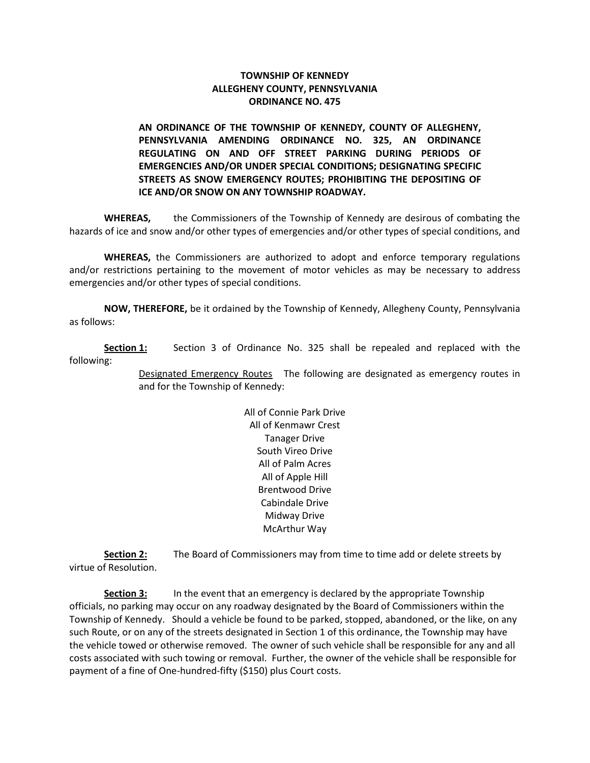**TOWNSHIP OF KENNEDY**
**ALLEGHENY COUNTY, PENNSYLVANIA**
**ORDINANCE NO. 475**

**AN ORDINANCE OF THE TOWNSHIP OF KENNEDY, COUNTY OF ALLEGHENY, PENNSYLVANIA AMENDING ORDINANCE NO. 325, AN ORDINANCE REGULATING ON AND OFF STREET PARKING DURING PERIODS OF EMERGENCIES AND/OR UNDER SPECIAL CONDITIONS; DESIGNATING SPECIFIC STREETS AS SNOW EMERGENCY ROUTES; PROHIBITING THE DEPOSITING OF ICE AND/OR SNOW ON ANY TOWNSHIP ROADWAY.**

**WHEREAS,** the Commissioners of the Township of Kennedy are desirous of combating the hazards of ice and snow and/or other types of emergencies and/or other types of special conditions, and

**WHEREAS,** the Commissioners are authorized to adopt and enforce temporary regulations and/or restrictions pertaining to the movement of motor vehicles as may be necessary to address emergencies and/or other types of special conditions.

**NOW, THEREFORE,** be it ordained by the Township of Kennedy, Allegheny County, Pennsylvania as follows:

**Section 1:** Section 3 of Ordinance No. 325 shall be repealed and replaced with the following:

Designated Emergency Routes The following are designated as emergency routes in and for the Township of Kennedy:

All of Connie Park Drive
All of Kenmawr Crest
Tanager Drive
South Vireo Drive
All of Palm Acres
All of Apple Hill
Brentwood Drive
Cabindale Drive
Midway Drive
McArthur Way

**Section 2:** The Board of Commissioners may from time to time add or delete streets by virtue of Resolution.

**Section 3:** In the event that an emergency is declared by the appropriate Township officials, no parking may occur on any roadway designated by the Board of Commissioners within the Township of Kennedy. Should a vehicle be found to be parked, stopped, abandoned, or the like, on any such Route, or on any of the streets designated in Section 1 of this ordinance, the Township may have the vehicle towed or otherwise removed. The owner of such vehicle shall be responsible for any and all costs associated with such towing or removal. Further, the owner of the vehicle shall be responsible for payment of a fine of One-hundred-fifty ($150) plus Court costs.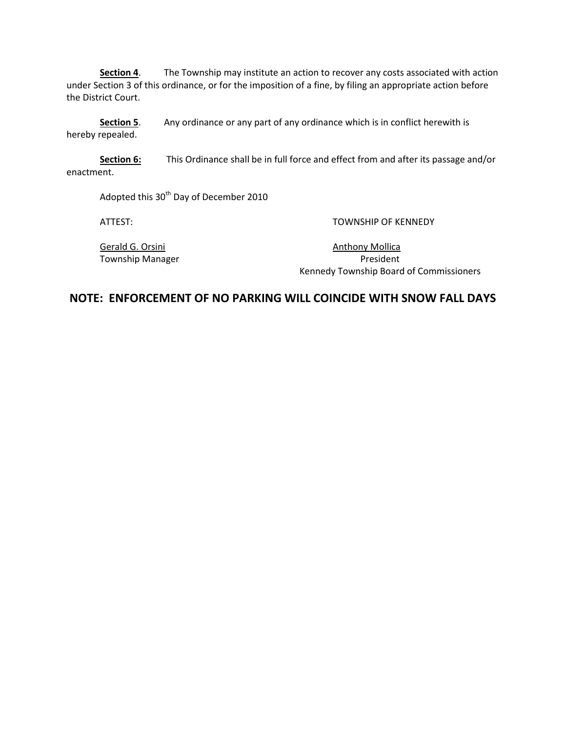**Section 4**. The Township may institute an action to recover any costs associated with action under Section 3 of this ordinance, or for the imposition of a fine, by filing an appropriate action before the District Court.

**Section 5**. Any ordinance or any part of any ordinance which is in conflict herewith is hereby repealed.

**Section 6:** This Ordinance shall be in full force and effect from and after its passage and/or enactment.

Adopted this 30th Day of December 2010

ATTEST:

Gerald G. Orsini
Township Manager

TOWNSHIP OF KENNEDY

Anthony Mollica
President
Kennedy Township Board of Commissioners

## NOTE: ENFORCEMENT OF NO PARKING WILL COINCIDE WITH SNOW FALL DAYS